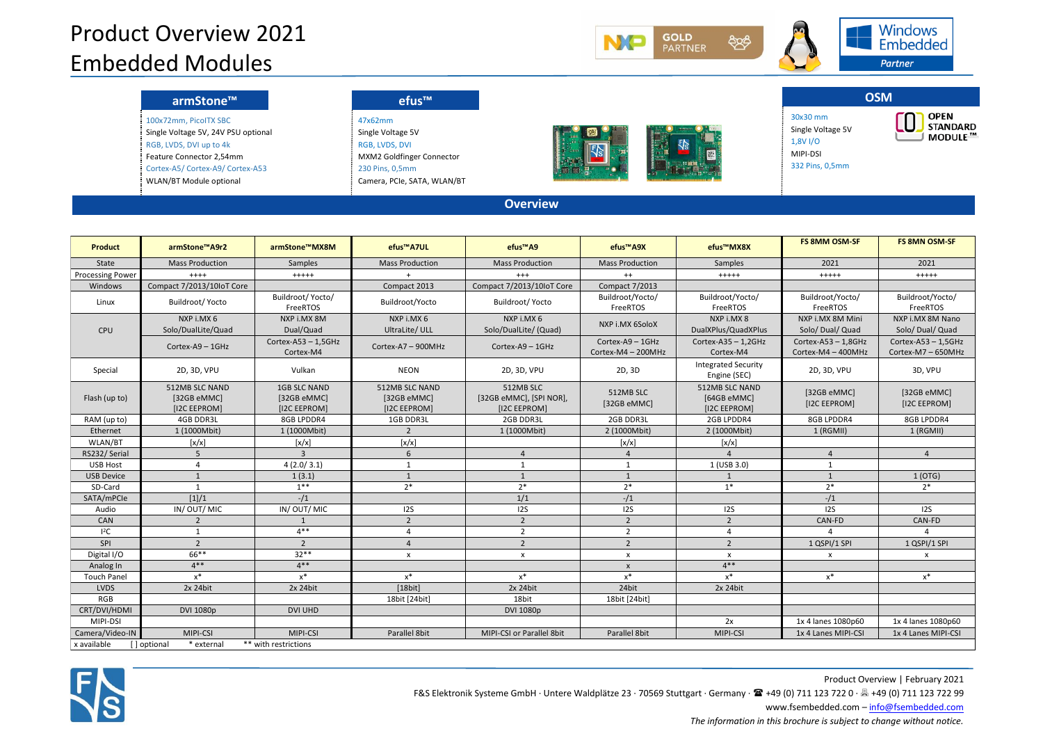# Product Overview 2021
# Embedded Modules

GOLD PARTNER | Windows Embedded Partner

## armStone™

- 100x72mm, PicoITX SBC
- Single Voltage 5V, 24V PSU optional
- RGB, LVDS, DVI up to 4k
- Feature Connector 2,54mm
- Cortex-A5/ Cortex-A9/ Cortex-A53
- WLAN/BT Module optional

## efus™

- 47x62mm
- Single Voltage 5V
- RGB, LVDS, DVI
- MXM2 Goldfinger Connector
- 230 Pins, 0,5mm
- Camera, PCIe, SATA, WLAN/BT

## OSM

- 30x30 mm
- Single Voltage 5V
- 1,8V I/O
- MIPI-DSI
- 332 Pins, 0,5mm

OPEN STANDARD MODULE™

## Overview

| Product | armStone™A9r2 | armStone™MX8M | efus™A7UL | efus™A9 | efus™A9X | efus™MX8X | FS 8MM OSM-SF | FS 8MN OSM-SF |
|---|---|---|---|---|---|---|---|---|
| State | Mass Production | Samples | Mass Production | Mass Production | Mass Production | Samples | 2021 | 2021 |
| Processing Power | ++++ | +++++ | + | +++ | ++ | +++++ | +++++ | +++++ |
| Windows | Compact 7/2013/10IoT Core | | Compact 2013 | Compact 7/2013/10IoT Core | Compact 7/2013 | | | |
| Linux | Buildroot/ Yocto | Buildroot/ Yocto/ FreeRTOS | Buildroot/Yocto | Buildroot/ Yocto | Buildroot/Yocto/ FreeRTOS | Buildroot/Yocto/ FreeRTOS | Buildroot/Yocto/ FreeRTOS | Buildroot/Yocto/ FreeRTOS |
| CPU | NXP i.MX 6 Solo/DualLite/Quad | NXP i.MX 8M Dual/Quad | NXP i.MX 6 UltraLite/ ULL | NXP i.MX 6 Solo/DualLite/ (Quad) | NXP i.MX 6SoloX | NXP i.MX 8 DualXPlus/QuadXPlus | NXP i.MX 8M Mini Solo/ Dual/ Quad | NXP i.MX 8M Nano Solo/ Dual/ Quad |
| | Cortex-A9 – 1GHz | Cortex-A53 – 1,5GHz Cortex-M4 | Cortex-A7 – 900MHz | Cortex-A9 – 1GHz | Cortex-A9 – 1GHz Cortex-M4 – 200MHz | Cortex-A35 – 1,2GHz Cortex-M4 | Cortex-A53 – 1,8GHz Cortex-M4 – 400MHz | Cortex-A53 – 1,5GHz Cortex-M7 – 650MHz |
| Special | 2D, 3D, VPU | Vulkan | NEON | 2D, 3D, VPU | 2D, 3D | Integrated Security Engine (SEC) | 2D, 3D, VPU | 3D, VPU |
| Flash (up to) | 512MB SLC NAND [32GB eMMC] [I2C EEPROM] | 1GB SLC NAND [32GB eMMC] [I2C EEPROM] | 512MB SLC NAND [32GB eMMC] [I2C EEPROM] | 512MB SLC [32GB eMMC], [SPI NOR], [I2C EEPROM] | 512MB SLC [32GB eMMC] | 512MB SLC NAND [64GB eMMC] [I2C EEPROM] | [32GB eMMC] [I2C EEPROM] | [32GB eMMC] [I2C EEPROM] |
| RAM (up to) | 4GB DDR3L | 8GB LPDDR4 | 1GB DDR3L | 2GB DDR3L | 2GB DDR3L | 2GB LPDDR4 | 8GB LPDDR4 | 8GB LPDDR4 |
| Ethernet | 1 (1000Mbit) | 1 (1000Mbit) | 2 | 1 (1000Mbit) | 2 (1000Mbit) | 2 (1000Mbit) | 1 (RGMII) | 1 (RGMII) |
| WLAN/BT | [x/x] | [x/x] | [x/x] | | [x/x] | [x/x] | | |
| RS232/ Serial | 5 | 3 | 6 | 4 | 4 | 4 | 4 | 4 |
| USB Host | 4 | 4 (2.0/ 3.1) | 1 | 1 | 1 | 1 (USB 3.0) | 1 | |
| USB Device | 1 | 1 (3.1) | 1 | 1 | 1 | 1 | 1 | 1 (OTG) |
| SD-Card | 1 | 1** | 2* | 2* | 2* | 1* | 2* | 2* |
| SATA/mPCIe | [1]/1 | -/1 | | 1/1 | -/1 | | -/1 | |
| Audio | IN/ OUT/ MIC | IN/ OUT/ MIC | I2S | I2S | I2S | I2S | I2S | I2S |
| CAN | 2 | 1 | 2 | 2 | 2 | 2 | CAN-FD | CAN-FD |
| I²C | 1 | 4** | 4 | 2 | 2 | 4 | 4 | 4 |
| SPI | 2 | 2 | 4 | 2 | 2 | 2 | 1 QSPI/1 SPI | 1 QSPI/1 SPI |
| Digital I/O | 66** | 32** | x | x | x | x | x | x |
| Analog In | 4** | 4** | | | x | 4** | | |
| Touch Panel | x* | x* | x* | x* | x* | x* | x* | x* |
| LVDS | 2x 24bit | 2x 24bit | [18bit] | 2x 24bit | 24bit | 2x 24bit | | |
| RGB | | | 18bit [24bit] | 18bit | 18bit [24bit] | | | |
| CRT/DVI/HDMI | DVI 1080p | DVI UHD | | DVI 1080p | | | | |
| MIPI-DSI | | | | | | 2x | 1x 4 lanes 1080p60 | 1x 4 lanes 1080p60 |
| Camera/Video-IN | MIPI-CSI | MIPI-CSI | Parallel 8bit | MIPI-CSI or Parallel 8bit | Parallel 8bit | MIPI-CSI | 1x 4 Lanes MIPI-CSI | 1x 4 Lanes MIPI-CSI |

x available  [ ] optional  * external  ** with restrictions

Product Overview | February 2021

F&S Elektronik Systeme GmbH · Untere Waldplätze 23 · 70569 Stuttgart · Germany · ☎ +49 (0) 711 123 722 0 · +49 (0) 711 123 722 99

www.fsembedded.com – info@fsembedded.com

*The information in this brochure is subject to change without notice.*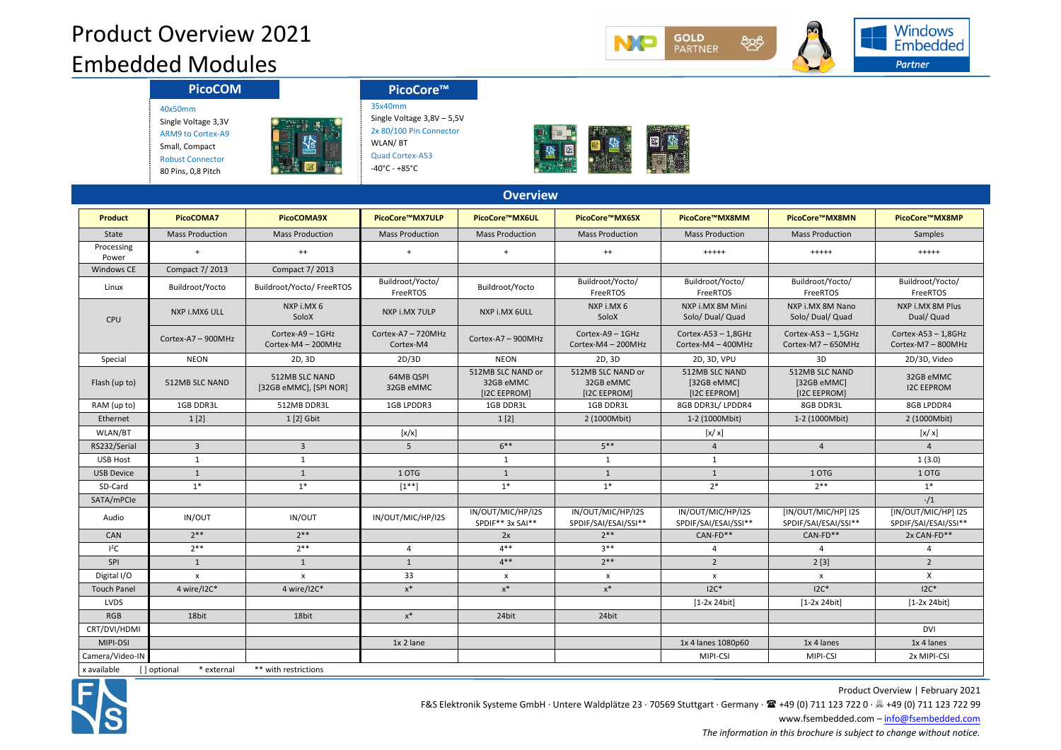# Product Overview 2021
# Embedded Modules

## PicoCOM

40x50mm
Single Voltage 3,3V
ARM9 to Cortex-A9
Small, Compact
Robust Connector
80 Pins, 0,8 Pitch

## PicoCore™

35x40mm
Single Voltage 3,8V – 5,5V
2x 80/100 Pin Connector
WLAN/ BT
Quad Cortex-A53
-40°C - +85°C

## Overview

| Product | PicoCOMA7 | PicoCOMA9X | PicoCore™MX7ULP | PicoCore™MX6UL | PicoCore™MX6SX | PicoCore™MX8MM | PicoCore™MX8MN | PicoCore™MX8MP |
|---|---|---|---|---|---|---|---|---|
| State | Mass Production | Mass Production | Mass Production | Mass Production | Mass Production | Mass Production | Mass Production | Samples |
| Processing Power | + | ++ | + | + | ++ | +++++ | +++++ | +++++ |
| Windows CE | Compact 7/ 2013 | Compact 7/ 2013 | | | | | | |
| Linux | Buildroot/Yocto | Buildroot/Yocto/ FreeRTOS | Buildroot/Yocto/ FreeRTOS | Buildroot/Yocto | Buildroot/Yocto/ FreeRTOS | Buildroot/Yocto/ FreeRTOS | Buildroot/Yocto/ FreeRTOS | Buildroot/Yocto/ FreeRTOS |
| CPU | NXP i.MX6 ULL | NXP i.MX 6 SoloX | NXP i.MX 7ULP | NXP i.MX 6ULL | NXP i.MX 6 SoloX | NXP i.MX 8M Mini Solo/ Dual/ Quad | NXP i.MX 8M Nano Solo/ Dual/ Quad | NXP i.MX 8M Plus Dual/ Quad |
| | Cortex-A7 – 900MHz | Cortex-A9 – 1GHz Cortex-M4 – 200MHz | Cortex-A7 – 720MHz Cortex-M4 | Cortex-A7 – 900MHz | Cortex-A9 – 1GHz Cortex-M4 – 200MHz | Cortex-A53 – 1,8GHz Cortex-M4 – 400MHz | Cortex-A53 – 1,5GHz Cortex-M7 – 650MHz | Cortex-A53 – 1,8GHz Cortex-M7 – 800MHz |
| Special | NEON | 2D, 3D | 2D/3D | NEON | 2D, 3D | 2D, 3D, VPU | 3D | 2D/3D, Video |
| Flash (up to) | 512MB SLC NAND | 512MB SLC NAND [32GB eMMC], [SPI NOR] | 64MB QSPI 32GB eMMC | 512MB SLC NAND or 32GB eMMC [I2C EEPROM] | 512MB SLC NAND or 32GB eMMC [I2C EEPROM] | 512MB SLC NAND [32GB eMMC] [I2C EEPROM] | 512MB SLC NAND [32GB eMMC] [I2C EEPROM] | 32GB eMMC I2C EEPROM |
| RAM (up to) | 1GB DDR3L | 512MB DDR3L | 1GB LPDDR3 | 1GB DDR3L | 1GB DDR3L | 8GB DDR3L/ LPDDR4 | 8GB DDR3L | 8GB LPDDR4 |
| Ethernet | 1 [2] | 1 [2] Gbit | | 1 [2] | 2 (1000Mbit) | 1-2 (1000Mbit) | 1-2 (1000Mbit) | 2 (1000Mbit) |
| WLAN/BT | | | [x/x] | | | [x/ x] | | [x/ x] |
| RS232/Serial | 3 | 3 | 5 | 6** | 5** | 4 | 4 | 4 |
| USB Host | 1 | 1 | | 1 | 1 | 1 | | 1 (3.0) |
| USB Device | 1 | 1 | 1 OTG | 1 | 1 | 1 | 1 OTG | 1 OTG |
| SD-Card | 1* | 1* | [1**] | 1* | 1* | 2* | 2** | 1* |
| SATA/mPCIe | | | | | | | | -/1 |
| Audio | IN/OUT | IN/OUT | IN/OUT/MIC/HP/I2S | IN/OUT/MIC/HP/I2S SPDIF** 3x SAI** | IN/OUT/MIC/HP/I2S SPDIF/SAI/ESAI/SSI** | IN/OUT/MIC/HP/I2S SPDIF/SAI/ESAI/SSI** | [IN/OUT/MIC/HP] I2S SPDIF/SAI/ESAI/SSI** | [IN/OUT/MIC/HP] I2S SPDIF/SAI/ESAI/SSI** |
| CAN | 2** | 2** | | 2x | 2** | CAN-FD** | CAN-FD** | 2x CAN-FD** |
| $I^2C$ | 2** | 2** | 4 | 4** | 3** | 4 | 4 | 4 |
| SPI | 1 | 1 | 1 | 4** | 2** | 2 | 2 [3] | 2 |
| Digital I/O | x | x | 33 | x | x | x | x | X |
| Touch Panel | 4 wire/I2C* | 4 wire/I2C* | x* | x* | x* | I2C* | I2C* | I2C* |
| LVDS | | | | | | [1-2x 24bit] | [1-2x 24bit] | [1-2x 24bit] |
| RGB | 18bit | 18bit | x* | 24bit | 24bit | | | |
| CRT/DVI/HDMI | | | | | | | | DVI |
| MIPI-DSI | | | 1x 2 lane | | | 1x 4 lanes 1080p60 | 1x 4 lanes | 1x 4 lanes |
| Camera/Video-IN | | | | | | MIPI-CSI | MIPI-CSI | 2x MIPI-CSI |

x available [ ] optional * external ** with restrictions

Product Overview | February 2021

F&S Elektronik Systeme GmbH · Untere Waldplätze 23 · 70569 Stuttgart · Germany · ☎ +49 (0) 711 123 722 0 · 🖷 +49 (0) 711 123 722 99

www.fsembedded.com – info@fsembedded.com

*The information in this brochure is subject to change without notice.*